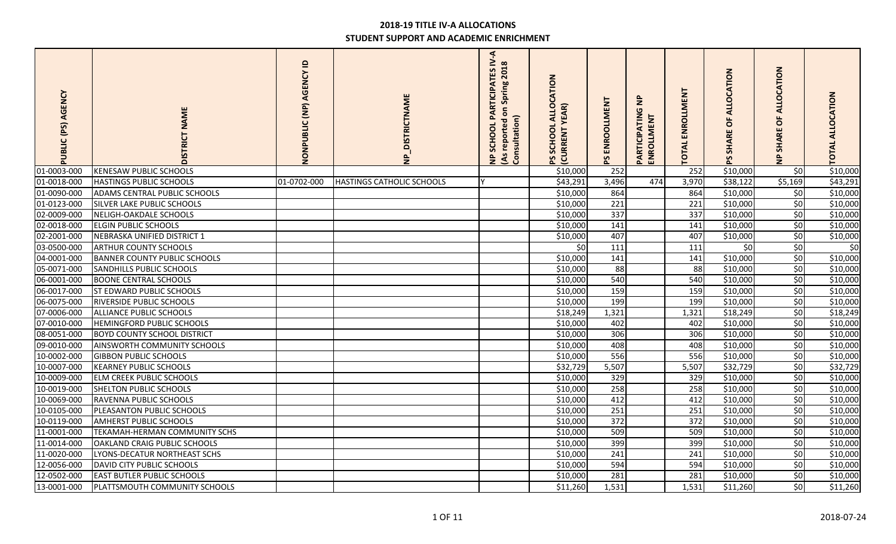# 2018-19 TITLE IV-A ALLOCATIONS

## STUDENT SUPPORT AND ACADEMIC ENRICHMENT

| PUBLIC (PS) AGENCY | DISTRICT NAME | NONPUBLIC (NP) AGENCY ID | NP_DISTRICTNAME | NP SCHOOL PARTICIPATES IV-A (As reported on Spring 2018 Consultation) | PS SCHOOL ALLOCATION (CURRENT YEAR) | PS ENROOLLMENT | PARTICIPATING NP ENROLLMENT | TOTAL ENROLLMENT | PS SHARE OF ALLOCATION | NP SHARE OF ALLOCATION | TOTAL ALLOCATION |
|---|---|---|---|---|---|---|---|---|---|---|---|
| 01-0003-000 | KENESAW PUBLIC SCHOOLS | | | | $10,000 | 252 | | 252 | $10,000 | $0 | $10,000 |
| 01-0018-000 | HASTINGS PUBLIC SCHOOLS | 01-0702-000 | HASTINGS CATHOLIC SCHOOLS | Y | $43,291 | 3,496 | 474 | 3,970 | $38,122 | $5,169 | $43,291 |
| 01-0090-000 | ADAMS CENTRAL PUBLIC SCHOOLS | | | | $10,000 | 864 | | 864 | $10,000 | $0 | $10,000 |
| 01-0123-000 | SILVER LAKE PUBLIC SCHOOLS | | | | $10,000 | 221 | | 221 | $10,000 | $0 | $10,000 |
| 02-0009-000 | NELIGH-OAKDALE SCHOOLS | | | | $10,000 | 337 | | 337 | $10,000 | $0 | $10,000 |
| 02-0018-000 | ELGIN PUBLIC SCHOOLS | | | | $10,000 | 141 | | 141 | $10,000 | $0 | $10,000 |
| 02-2001-000 | NEBRASKA UNIFIED DISTRICT 1 | | | | $10,000 | 407 | | 407 | $10,000 | $0 | $10,000 |
| 03-0500-000 | ARTHUR COUNTY SCHOOLS | | | | $0 | 111 | | 111 | $0 | $0 | $0 |
| 04-0001-000 | BANNER COUNTY PUBLIC SCHOOLS | | | | $10,000 | 141 | | 141 | $10,000 | $0 | $10,000 |
| 05-0071-000 | SANDHILLS PUBLIC SCHOOLS | | | | $10,000 | 88 | | 88 | $10,000 | $0 | $10,000 |
| 06-0001-000 | BOONE CENTRAL SCHOOLS | | | | $10,000 | 540 | | 540 | $10,000 | $0 | $10,000 |
| 06-0017-000 | ST EDWARD PUBLIC SCHOOLS | | | | $10,000 | 159 | | 159 | $10,000 | $0 | $10,000 |
| 06-0075-000 | RIVERSIDE PUBLIC SCHOOLS | | | | $10,000 | 199 | | 199 | $10,000 | $0 | $10,000 |
| 07-0006-000 | ALLIANCE PUBLIC SCHOOLS | | | | $18,249 | 1,321 | | 1,321 | $18,249 | $0 | $18,249 |
| 07-0010-000 | HEMINGFORD PUBLIC SCHOOLS | | | | $10,000 | 402 | | 402 | $10,000 | $0 | $10,000 |
| 08-0051-000 | BOYD COUNTY SCHOOL DISTRICT | | | | $10,000 | 306 | | 306 | $10,000 | $0 | $10,000 |
| 09-0010-000 | AINSWORTH COMMUNITY SCHOOLS | | | | $10,000 | 408 | | 408 | $10,000 | $0 | $10,000 |
| 10-0002-000 | GIBBON PUBLIC SCHOOLS | | | | $10,000 | 556 | | 556 | $10,000 | $0 | $10,000 |
| 10-0007-000 | KEARNEY PUBLIC SCHOOLS | | | | $32,729 | 5,507 | | 5,507 | $32,729 | $0 | $32,729 |
| 10-0009-000 | ELM CREEK PUBLIC SCHOOLS | | | | $10,000 | 329 | | 329 | $10,000 | $0 | $10,000 |
| 10-0019-000 | SHELTON PUBLIC SCHOOLS | | | | $10,000 | 258 | | 258 | $10,000 | $0 | $10,000 |
| 10-0069-000 | RAVENNA PUBLIC SCHOOLS | | | | $10,000 | 412 | | 412 | $10,000 | $0 | $10,000 |
| 10-0105-000 | PLEASANTON PUBLIC SCHOOLS | | | | $10,000 | 251 | | 251 | $10,000 | $0 | $10,000 |
| 10-0119-000 | AMHERST PUBLIC SCHOOLS | | | | $10,000 | 372 | | 372 | $10,000 | $0 | $10,000 |
| 11-0001-000 | TEKAMAH-HERMAN COMMUNITY SCHS | | | | $10,000 | 509 | | 509 | $10,000 | $0 | $10,000 |
| 11-0014-000 | OAKLAND CRAIG PUBLIC SCHOOLS | | | | $10,000 | 399 | | 399 | $10,000 | $0 | $10,000 |
| 11-0020-000 | LYONS-DECATUR NORTHEAST SCHS | | | | $10,000 | 241 | | 241 | $10,000 | $0 | $10,000 |
| 12-0056-000 | DAVID CITY PUBLIC SCHOOLS | | | | $10,000 | 594 | | 594 | $10,000 | $0 | $10,000 |
| 12-0502-000 | EAST BUTLER PUBLIC SCHOOLS | | | | $10,000 | 281 | | 281 | $10,000 | $0 | $10,000 |
| 13-0001-000 | PLATTSMOUTH COMMUNITY SCHOOLS | | | | $11,260 | 1,531 | | 1,531 | $11,260 | $0 | $11,260 |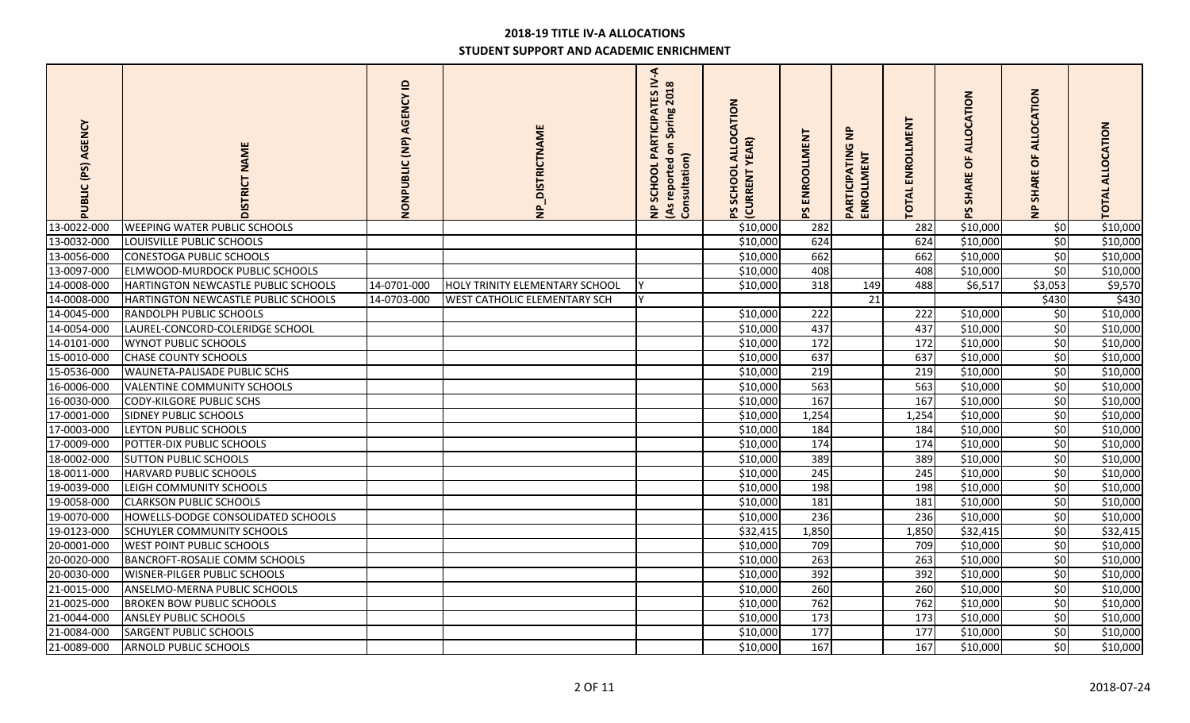## 2018-19 TITLE IV-A ALLOCATIONS

## STUDENT SUPPORT AND ACADEMIC ENRICHMENT

| PUBLIC (PS) AGENCY | DISTRICT NAME | NONPUBLIC (NP) AGENCY ID | NP_DISTRICTNAME | NP SCHOOL PARTICIPATES IV-A (As reported on Spring 2018 Consultation) | PS SCHOOL ALLOCATION (CURRENT YEAR) | PS ENROOLLMENT | PARTICIPATING NP ENROLLMENT | TOTAL ENROLLMENT | PS SHARE OF ALLOCATION | NP SHARE OF ALLOCATION | TOTAL ALLOCATION |
|---|---|---|---|---|---|---|---|---|---|---|---|
| 13-0022-000 | WEEPING WATER PUBLIC SCHOOLS | | | | $10,000 | 282 | | 282 | $10,000 | $0 | $10,000 |
| 13-0032-000 | LOUISVILLE PUBLIC SCHOOLS | | | | $10,000 | 624 | | 624 | $10,000 | $0 | $10,000 |
| 13-0056-000 | CONESTOGA PUBLIC SCHOOLS | | | | $10,000 | 662 | | 662 | $10,000 | $0 | $10,000 |
| 13-0097-000 | ELMWOOD-MURDOCK PUBLIC SCHOOLS | | | | $10,000 | 408 | | 408 | $10,000 | $0 | $10,000 |
| 14-0008-000 | HARTINGTON NEWCASTLE PUBLIC SCHOOLS | 14-0701-000 | HOLY TRINITY ELEMENTARY SCHOOL | Y | $10,000 | 318 | 149 | 488 | $6,517 | $3,053 | $9,570 |
| 14-0008-000 | HARTINGTON NEWCASTLE PUBLIC SCHOOLS | 14-0703-000 | WEST CATHOLIC ELEMENTARY SCH | Y | | | 21 | | | $430 | $430 |
| 14-0045-000 | RANDOLPH PUBLIC SCHOOLS | | | | $10,000 | 222 | | 222 | $10,000 | $0 | $10,000 |
| 14-0054-000 | LAUREL-CONCORD-COLERIDGE SCHOOL | | | | $10,000 | 437 | | 437 | $10,000 | $0 | $10,000 |
| 14-0101-000 | WYNOT PUBLIC SCHOOLS | | | | $10,000 | 172 | | 172 | $10,000 | $0 | $10,000 |
| 15-0010-000 | CHASE COUNTY SCHOOLS | | | | $10,000 | 637 | | 637 | $10,000 | $0 | $10,000 |
| 15-0536-000 | WAUNETA-PALISADE PUBLIC SCHS | | | | $10,000 | 219 | | 219 | $10,000 | $0 | $10,000 |
| 16-0006-000 | VALENTINE COMMUNITY SCHOOLS | | | | $10,000 | 563 | | 563 | $10,000 | $0 | $10,000 |
| 16-0030-000 | CODY-KILGORE PUBLIC SCHS | | | | $10,000 | 167 | | 167 | $10,000 | $0 | $10,000 |
| 17-0001-000 | SIDNEY PUBLIC SCHOOLS | | | | $10,000 | 1,254 | | 1,254 | $10,000 | $0 | $10,000 |
| 17-0003-000 | LEYTON PUBLIC SCHOOLS | | | | $10,000 | 184 | | 184 | $10,000 | $0 | $10,000 |
| 17-0009-000 | POTTER-DIX PUBLIC SCHOOLS | | | | $10,000 | 174 | | 174 | $10,000 | $0 | $10,000 |
| 18-0002-000 | SUTTON PUBLIC SCHOOLS | | | | $10,000 | 389 | | 389 | $10,000 | $0 | $10,000 |
| 18-0011-000 | HARVARD PUBLIC SCHOOLS | | | | $10,000 | 245 | | 245 | $10,000 | $0 | $10,000 |
| 19-0039-000 | LEIGH COMMUNITY SCHOOLS | | | | $10,000 | 198 | | 198 | $10,000 | $0 | $10,000 |
| 19-0058-000 | CLARKSON PUBLIC SCHOOLS | | | | $10,000 | 181 | | 181 | $10,000 | $0 | $10,000 |
| 19-0070-000 | HOWELLS-DODGE CONSOLIDATED SCHOOLS | | | | $10,000 | 236 | | 236 | $10,000 | $0 | $10,000 |
| 19-0123-000 | SCHUYLER COMMUNITY SCHOOLS | | | | $32,415 | 1,850 | | 1,850 | $32,415 | $0 | $32,415 |
| 20-0001-000 | WEST POINT PUBLIC SCHOOLS | | | | $10,000 | 709 | | 709 | $10,000 | $0 | $10,000 |
| 20-0020-000 | BANCROFT-ROSALIE COMM SCHOOLS | | | | $10,000 | 263 | | 263 | $10,000 | $0 | $10,000 |
| 20-0030-000 | WISNER-PILGER PUBLIC SCHOOLS | | | | $10,000 | 392 | | 392 | $10,000 | $0 | $10,000 |
| 21-0015-000 | ANSELMO-MERNA PUBLIC SCHOOLS | | | | $10,000 | 260 | | 260 | $10,000 | $0 | $10,000 |
| 21-0025-000 | BROKEN BOW PUBLIC SCHOOLS | | | | $10,000 | 762 | | 762 | $10,000 | $0 | $10,000 |
| 21-0044-000 | ANSLEY PUBLIC SCHOOLS | | | | $10,000 | 173 | | 173 | $10,000 | $0 | $10,000 |
| 21-0084-000 | SARGENT PUBLIC SCHOOLS | | | | $10,000 | 177 | | 177 | $10,000 | $0 | $10,000 |
| 21-0089-000 | ARNOLD PUBLIC SCHOOLS | | | | $10,000 | 167 | | 167 | $10,000 | $0 | $10,000 |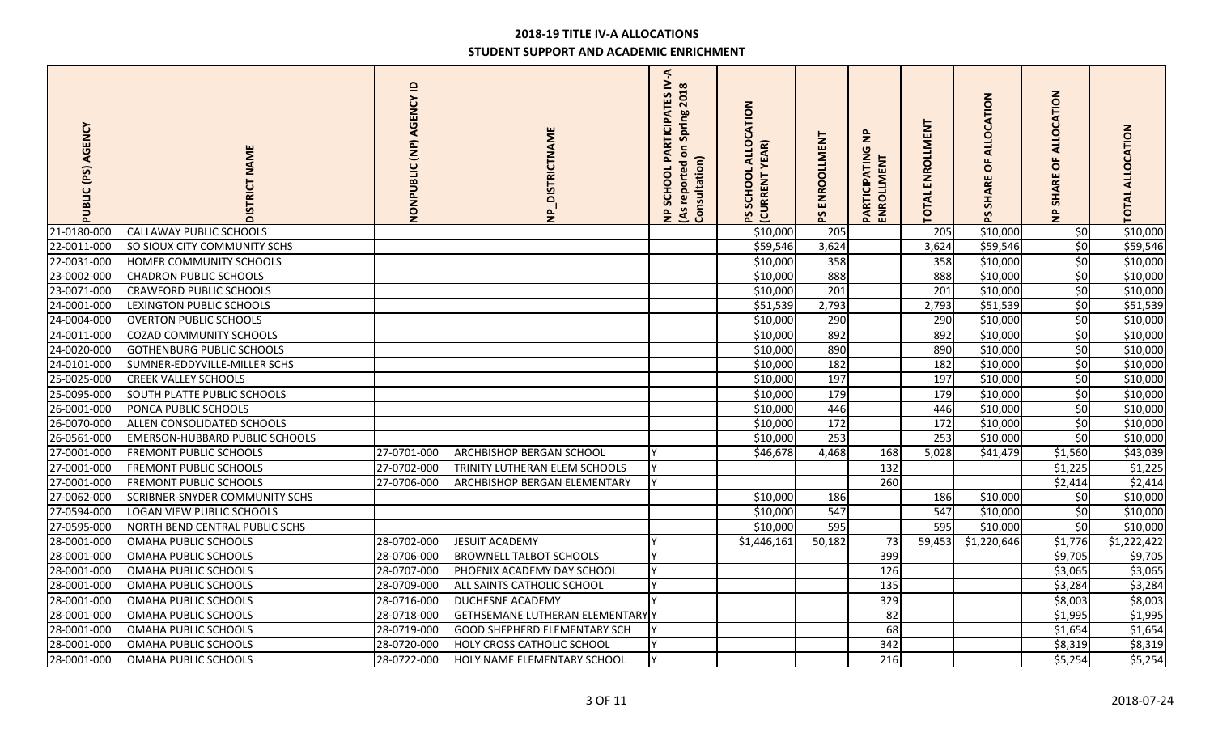# 2018-19 TITLE IV-A ALLOCATIONS

## STUDENT SUPPORT AND ACADEMIC ENRICHMENT

| PUBLIC (PS) AGENCY | DISTRICT NAME | NONPUBLIC (NP) AGENCY ID | NP_DISTRICTNAME | NP SCHOOL PARTICIPATES IV-A (As reported on Spring 2018 Consultation) | PS SCHOOL ALLOCATION (CURRENT YEAR) | PS ENROOLLMENT | PARTICIPATING NP ENROLLMENT | TOTAL ENROLLMENT | PS SHARE OF ALLOCATION | NP SHARE OF ALLOCATION | TOTAL ALLOCATION |
|---|---|---|---|---|---|---|---|---|---|---|---|
| 21-0180-000 | CALLAWAY PUBLIC SCHOOLS | | | | $10,000 | 205 | | 205 | $10,000 | $0 | $10,000 |
| 22-0011-000 | SO SIOUX CITY COMMUNITY SCHS | | | | $59,546 | 3,624 | | 3,624 | $59,546 | $0 | $59,546 |
| 22-0031-000 | HOMER COMMUNITY SCHOOLS | | | | $10,000 | 358 | | 358 | $10,000 | $0 | $10,000 |
| 23-0002-000 | CHADRON PUBLIC SCHOOLS | | | | $10,000 | 888 | | 888 | $10,000 | $0 | $10,000 |
| 23-0071-000 | CRAWFORD PUBLIC SCHOOLS | | | | $10,000 | 201 | | 201 | $10,000 | $0 | $10,000 |
| 24-0001-000 | LEXINGTON PUBLIC SCHOOLS | | | | $51,539 | 2,793 | | 2,793 | $51,539 | $0 | $51,539 |
| 24-0004-000 | OVERTON PUBLIC SCHOOLS | | | | $10,000 | 290 | | 290 | $10,000 | $0 | $10,000 |
| 24-0011-000 | COZAD COMMUNITY SCHOOLS | | | | $10,000 | 892 | | 892 | $10,000 | $0 | $10,000 |
| 24-0020-000 | GOTHENBURG PUBLIC SCHOOLS | | | | $10,000 | 890 | | 890 | $10,000 | $0 | $10,000 |
| 24-0101-000 | SUMNER-EDDYVILLE-MILLER SCHS | | | | $10,000 | 182 | | 182 | $10,000 | $0 | $10,000 |
| 25-0025-000 | CREEK VALLEY SCHOOLS | | | | $10,000 | 197 | | 197 | $10,000 | $0 | $10,000 |
| 25-0095-000 | SOUTH PLATTE PUBLIC SCHOOLS | | | | $10,000 | 179 | | 179 | $10,000 | $0 | $10,000 |
| 26-0001-000 | PONCA PUBLIC SCHOOLS | | | | $10,000 | 446 | | 446 | $10,000 | $0 | $10,000 |
| 26-0070-000 | ALLEN CONSOLIDATED SCHOOLS | | | | $10,000 | 172 | | 172 | $10,000 | $0 | $10,000 |
| 26-0561-000 | EMERSON-HUBBARD PUBLIC SCHOOLS | | | | $10,000 | 253 | | 253 | $10,000 | $0 | $10,000 |
| 27-0001-000 | FREMONT PUBLIC SCHOOLS | 27-0701-000 | ARCHBISHOP BERGAN SCHOOL | Y | $46,678 | 4,468 | 168 | 5,028 | $41,479 | $1,560 | $43,039 |
| 27-0001-000 | FREMONT PUBLIC SCHOOLS | 27-0702-000 | TRINITY LUTHERAN ELEM SCHOOLS | Y | | | 132 | | | $1,225 | $1,225 |
| 27-0001-000 | FREMONT PUBLIC SCHOOLS | 27-0706-000 | ARCHBISHOP BERGAN ELEMENTARY | Y | | | 260 | | | $2,414 | $2,414 |
| 27-0062-000 | SCRIBNER-SNYDER COMMUNITY SCHS | | | | $10,000 | 186 | | 186 | $10,000 | $0 | $10,000 |
| 27-0594-000 | LOGAN VIEW PUBLIC SCHOOLS | | | | $10,000 | 547 | | 547 | $10,000 | $0 | $10,000 |
| 27-0595-000 | NORTH BEND CENTRAL PUBLIC SCHS | | | | $10,000 | 595 | | 595 | $10,000 | $0 | $10,000 |
| 28-0001-000 | OMAHA PUBLIC SCHOOLS | 28-0702-000 | JESUIT ACADEMY | Y | $1,446,161 | 50,182 | 73 | 59,453 | $1,220,646 | $1,776 | $1,222,422 |
| 28-0001-000 | OMAHA PUBLIC SCHOOLS | 28-0706-000 | BROWNELL TALBOT SCHOOLS | Y | | | 399 | | | $9,705 | $9,705 |
| 28-0001-000 | OMAHA PUBLIC SCHOOLS | 28-0707-000 | PHOENIX ACADEMY DAY SCHOOL | Y | | | 126 | | | $3,065 | $3,065 |
| 28-0001-000 | OMAHA PUBLIC SCHOOLS | 28-0709-000 | ALL SAINTS CATHOLIC SCHOOL | Y | | | 135 | | | $3,284 | $3,284 |
| 28-0001-000 | OMAHA PUBLIC SCHOOLS | 28-0716-000 | DUCHESNE ACADEMY | Y | | | 329 | | | $8,003 | $8,003 |
| 28-0001-000 | OMAHA PUBLIC SCHOOLS | 28-0718-000 | GETHSEMANE LUTHERAN ELEMENTARY | Y | | | 82 | | | $1,995 | $1,995 |
| 28-0001-000 | OMAHA PUBLIC SCHOOLS | 28-0719-000 | GOOD SHEPHERD ELEMENTARY SCH | Y | | | 68 | | | $1,654 | $1,654 |
| 28-0001-000 | OMAHA PUBLIC SCHOOLS | 28-0720-000 | HOLY CROSS CATHOLIC SCHOOL | Y | | | 342 | | | $8,319 | $8,319 |
| 28-0001-000 | OMAHA PUBLIC SCHOOLS | 28-0722-000 | HOLY NAME ELEMENTARY SCHOOL | Y | | | 216 | | | $5,254 | $5,254 |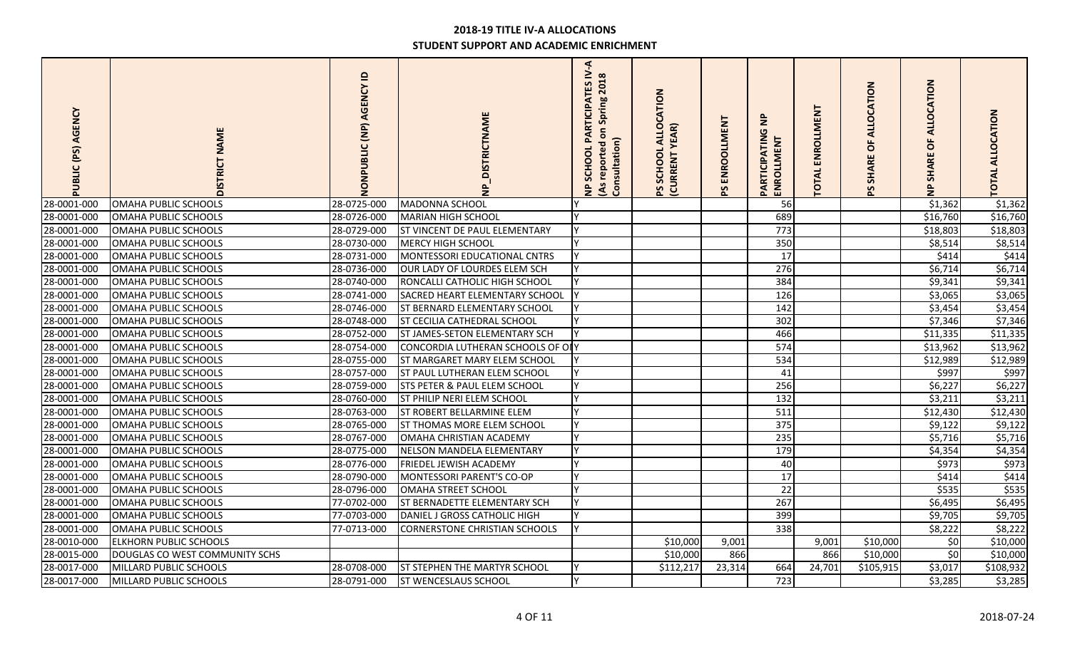# 2018-19 TITLE IV-A ALLOCATIONS

## STUDENT SUPPORT AND ACADEMIC ENRICHMENT

| PUBLIC (PS) AGENCY | DISTRICT NAME | NONPUBLIC (NP) AGENCY ID | NP_DISTRICTNAME | NP SCHOOL PARTICIPATES IV-A (As reported on Spring 2018 Consultation) | PS SCHOOL ALLOCATION (CURRENT YEAR) | PS ENROOLLMENT | PARTICIPATING NP ENROLLMENT | TOTAL ENROLLMENT | PS SHARE OF ALLOCATION | NP SHARE OF ALLOCATION | TOTAL ALLOCATION |
|---|---|---|---|---|---|---|---|---|---|---|---|
| 28-0001-000 | OMAHA PUBLIC SCHOOLS | 28-0725-000 | MADONNA SCHOOL | Y | | | 56 | | | $1,362 | $1,362 |
| 28-0001-000 | OMAHA PUBLIC SCHOOLS | 28-0726-000 | MARIAN HIGH SCHOOL | Y | | | 689 | | | $16,760 | $16,760 |
| 28-0001-000 | OMAHA PUBLIC SCHOOLS | 28-0729-000 | ST VINCENT DE PAUL ELEMENTARY | Y | | | 773 | | | $18,803 | $18,803 |
| 28-0001-000 | OMAHA PUBLIC SCHOOLS | 28-0730-000 | MERCY HIGH SCHOOL | Y | | | 350 | | | $8,514 | $8,514 |
| 28-0001-000 | OMAHA PUBLIC SCHOOLS | 28-0731-000 | MONTESSORI EDUCATIONAL CNTRS | Y | | | 17 | | | $414 | $414 |
| 28-0001-000 | OMAHA PUBLIC SCHOOLS | 28-0736-000 | OUR LADY OF LOURDES ELEM SCH | Y | | | 276 | | | $6,714 | $6,714 |
| 28-0001-000 | OMAHA PUBLIC SCHOOLS | 28-0740-000 | RONCALLI CATHOLIC HIGH SCHOOL | Y | | | 384 | | | $9,341 | $9,341 |
| 28-0001-000 | OMAHA PUBLIC SCHOOLS | 28-0741-000 | SACRED HEART ELEMENTARY SCHOOL | Y | | | 126 | | | $3,065 | $3,065 |
| 28-0001-000 | OMAHA PUBLIC SCHOOLS | 28-0746-000 | ST BERNARD ELEMENTARY SCHOOL | Y | | | 142 | | | $3,454 | $3,454 |
| 28-0001-000 | OMAHA PUBLIC SCHOOLS | 28-0748-000 | ST CECILIA CATHEDRAL SCHOOL | Y | | | 302 | | | $7,346 | $7,346 |
| 28-0001-000 | OMAHA PUBLIC SCHOOLS | 28-0752-000 | ST JAMES-SETON ELEMENTARY SCH | Y | | | 466 | | | $11,335 | $11,335 |
| 28-0001-000 | OMAHA PUBLIC SCHOOLS | 28-0754-000 | CONCORDIA LUTHERAN SCHOOLS OF OI | Y | | | 574 | | | $13,962 | $13,962 |
| 28-0001-000 | OMAHA PUBLIC SCHOOLS | 28-0755-000 | ST MARGARET MARY ELEM SCHOOL | Y | | | 534 | | | $12,989 | $12,989 |
| 28-0001-000 | OMAHA PUBLIC SCHOOLS | 28-0757-000 | ST PAUL LUTHERAN ELEM SCHOOL | Y | | | 41 | | | $997 | $997 |
| 28-0001-000 | OMAHA PUBLIC SCHOOLS | 28-0759-000 | STS PETER & PAUL ELEM SCHOOL | Y | | | 256 | | | $6,227 | $6,227 |
| 28-0001-000 | OMAHA PUBLIC SCHOOLS | 28-0760-000 | ST PHILIP NERI ELEM SCHOOL | Y | | | 132 | | | $3,211 | $3,211 |
| 28-0001-000 | OMAHA PUBLIC SCHOOLS | 28-0763-000 | ST ROBERT BELLARMINE ELEM | Y | | | 511 | | | $12,430 | $12,430 |
| 28-0001-000 | OMAHA PUBLIC SCHOOLS | 28-0765-000 | ST THOMAS MORE ELEM SCHOOL | Y | | | 375 | | | $9,122 | $9,122 |
| 28-0001-000 | OMAHA PUBLIC SCHOOLS | 28-0767-000 | OMAHA CHRISTIAN ACADEMY | Y | | | 235 | | | $5,716 | $5,716 |
| 28-0001-000 | OMAHA PUBLIC SCHOOLS | 28-0775-000 | NELSON MANDELA ELEMENTARY | Y | | | 179 | | | $4,354 | $4,354 |
| 28-0001-000 | OMAHA PUBLIC SCHOOLS | 28-0776-000 | FRIEDEL JEWISH ACADEMY | Y | | | 40 | | | $973 | $973 |
| 28-0001-000 | OMAHA PUBLIC SCHOOLS | 28-0790-000 | MONTESSORI PARENT'S CO-OP | Y | | | 17 | | | $414 | $414 |
| 28-0001-000 | OMAHA PUBLIC SCHOOLS | 28-0796-000 | OMAHA STREET SCHOOL | Y | | | 22 | | | $535 | $535 |
| 28-0001-000 | OMAHA PUBLIC SCHOOLS | 77-0702-000 | ST BERNADETTE ELEMENTARY SCH | Y | | | 267 | | | $6,495 | $6,495 |
| 28-0001-000 | OMAHA PUBLIC SCHOOLS | 77-0703-000 | DANIEL J GROSS CATHOLIC HIGH | Y | | | 399 | | | $9,705 | $9,705 |
| 28-0001-000 | OMAHA PUBLIC SCHOOLS | 77-0713-000 | CORNERSTONE CHRISTIAN SCHOOLS | Y | | | 338 | | | $8,222 | $8,222 |
| 28-0010-000 | ELKHORN PUBLIC SCHOOLS | | | | $10,000 | 9,001 | | 9,001 | $10,000 | $0 | $10,000 |
| 28-0015-000 | DOUGLAS CO WEST COMMUNITY SCHS | | | | $10,000 | 866 | | 866 | $10,000 | $0 | $10,000 |
| 28-0017-000 | MILLARD PUBLIC SCHOOLS | 28-0708-000 | ST STEPHEN THE MARTYR SCHOOL | Y | $112,217 | 23,314 | 664 | 24,701 | $105,915 | $3,017 | $108,932 |
| 28-0017-000 | MILLARD PUBLIC SCHOOLS | 28-0791-000 | ST WENCESLAUS SCHOOL | Y | | | 723 | | | $3,285 | $3,285 |

2018-07-24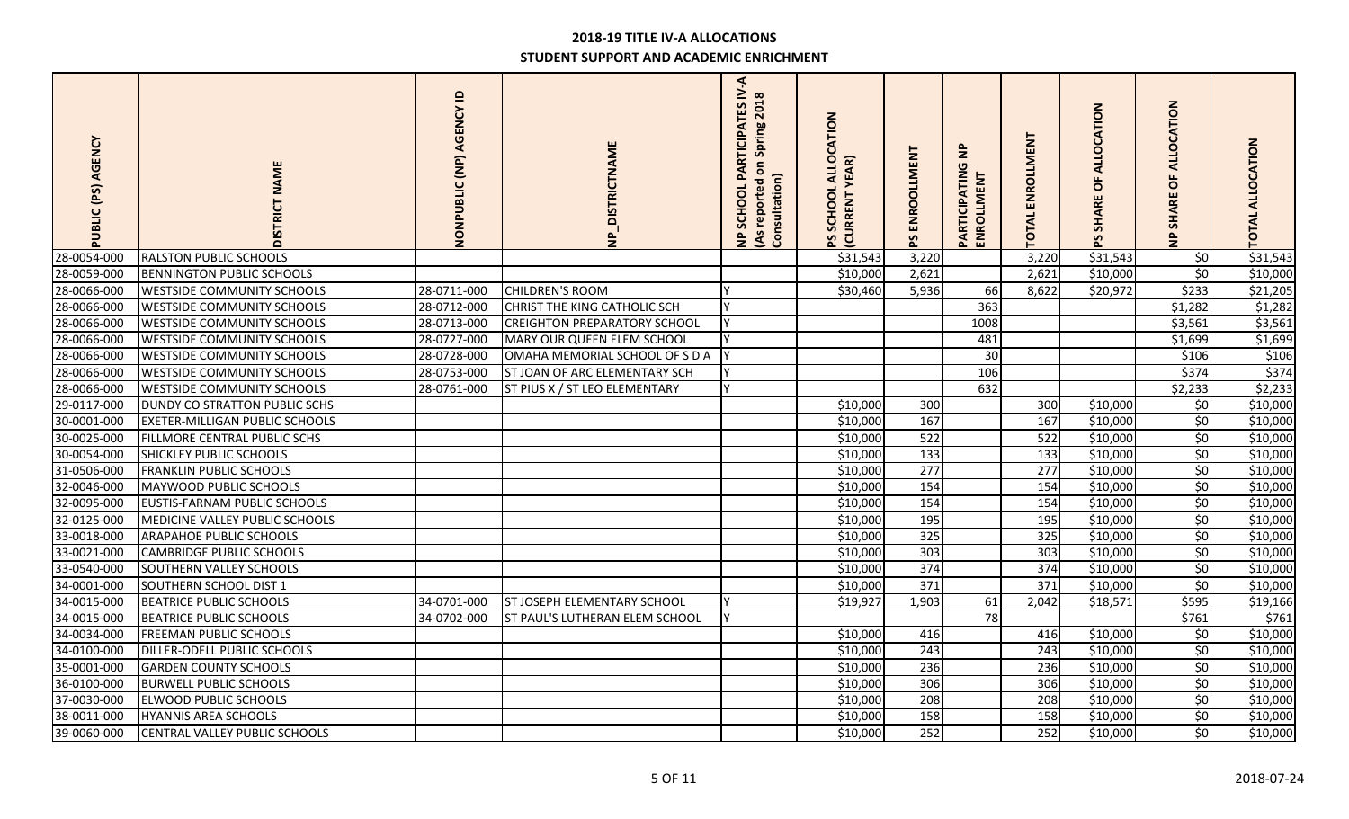# 2018-19 TITLE IV-A ALLOCATIONS

## STUDENT SUPPORT AND ACADEMIC ENRICHMENT

| PUBLIC (PS) AGENCY | DISTRICT NAME | NONPUBLIC (NP) AGENCY ID | NP_DISTRICTNAME | NP SCHOOL PARTICIPATES IV-A (As reported on Spring 2018 Consultation) | PS SCHOOL ALLOCATION (CURRENT YEAR) | PS ENROOLLMENT | PARTICIPATING NP ENROLLMENT | TOTAL ENROLLMENT | PS SHARE OF ALLOCATION | NP SHARE OF ALLOCATION | TOTAL ALLOCATION |
|---|---|---|---|---|---|---|---|---|---|---|---|
| 28-0054-000 | RALSTON PUBLIC SCHOOLS | | | | $31,543 | 3,220 | | 3,220 | $31,543 | $0 | $31,543 |
| 28-0059-000 | BENNINGTON PUBLIC SCHOOLS | | | | $10,000 | 2,621 | | 2,621 | $10,000 | $0 | $10,000 |
| 28-0066-000 | WESTSIDE COMMUNITY SCHOOLS | 28-0711-000 | CHILDREN'S ROOM | Y | $30,460 | 5,936 | 66 | 8,622 | $20,972 | $233 | $21,205 |
| 28-0066-000 | WESTSIDE COMMUNITY SCHOOLS | 28-0712-000 | CHRIST THE KING CATHOLIC SCH | Y | | | 363 | | | $1,282 | $1,282 |
| 28-0066-000 | WESTSIDE COMMUNITY SCHOOLS | 28-0713-000 | CREIGHTON PREPARATORY SCHOOL | Y | | | 1008 | | | $3,561 | $3,561 |
| 28-0066-000 | WESTSIDE COMMUNITY SCHOOLS | 28-0727-000 | MARY OUR QUEEN ELEM SCHOOL | Y | | | 481 | | | $1,699 | $1,699 |
| 28-0066-000 | WESTSIDE COMMUNITY SCHOOLS | 28-0728-000 | OMAHA MEMORIAL SCHOOL OF S D A | Y | | | 30 | | | $106 | $106 |
| 28-0066-000 | WESTSIDE COMMUNITY SCHOOLS | 28-0753-000 | ST JOAN OF ARC ELEMENTARY SCH | Y | | | 106 | | | $374 | $374 |
| 28-0066-000 | WESTSIDE COMMUNITY SCHOOLS | 28-0761-000 | ST PIUS X / ST LEO ELEMENTARY | Y | | | 632 | | | $2,233 | $2,233 |
| 29-0117-000 | DUNDY CO STRATTON PUBLIC SCHS | | | | $10,000 | 300 | | 300 | $10,000 | $0 | $10,000 |
| 30-0001-000 | EXETER-MILLIGAN PUBLIC SCHOOLS | | | | $10,000 | 167 | | 167 | $10,000 | $0 | $10,000 |
| 30-0025-000 | FILLMORE CENTRAL PUBLIC SCHS | | | | $10,000 | 522 | | 522 | $10,000 | $0 | $10,000 |
| 30-0054-000 | SHICKLEY PUBLIC SCHOOLS | | | | $10,000 | 133 | | 133 | $10,000 | $0 | $10,000 |
| 31-0506-000 | FRANKLIN PUBLIC SCHOOLS | | | | $10,000 | 277 | | 277 | $10,000 | $0 | $10,000 |
| 32-0046-000 | MAYWOOD PUBLIC SCHOOLS | | | | $10,000 | 154 | | 154 | $10,000 | $0 | $10,000 |
| 32-0095-000 | EUSTIS-FARNAM PUBLIC SCHOOLS | | | | $10,000 | 154 | | 154 | $10,000 | $0 | $10,000 |
| 32-0125-000 | MEDICINE VALLEY PUBLIC SCHOOLS | | | | $10,000 | 195 | | 195 | $10,000 | $0 | $10,000 |
| 33-0018-000 | ARAPAHOE PUBLIC SCHOOLS | | | | $10,000 | 325 | | 325 | $10,000 | $0 | $10,000 |
| 33-0021-000 | CAMBRIDGE PUBLIC SCHOOLS | | | | $10,000 | 303 | | 303 | $10,000 | $0 | $10,000 |
| 33-0540-000 | SOUTHERN VALLEY SCHOOLS | | | | $10,000 | 374 | | 374 | $10,000 | $0 | $10,000 |
| 34-0001-000 | SOUTHERN SCHOOL DIST 1 | | | | $10,000 | 371 | | 371 | $10,000 | $0 | $10,000 |
| 34-0015-000 | BEATRICE PUBLIC SCHOOLS | 34-0701-000 | ST JOSEPH ELEMENTARY SCHOOL | Y | $19,927 | 1,903 | 61 | 2,042 | $18,571 | $595 | $19,166 |
| 34-0015-000 | BEATRICE PUBLIC SCHOOLS | 34-0702-000 | ST PAUL'S LUTHERAN ELEM SCHOOL | Y | | | 78 | | | $761 | $761 |
| 34-0034-000 | FREEMAN PUBLIC SCHOOLS | | | | $10,000 | 416 | | 416 | $10,000 | $0 | $10,000 |
| 34-0100-000 | DILLER-ODELL PUBLIC SCHOOLS | | | | $10,000 | 243 | | 243 | $10,000 | $0 | $10,000 |
| 35-0001-000 | GARDEN COUNTY SCHOOLS | | | | $10,000 | 236 | | 236 | $10,000 | $0 | $10,000 |
| 36-0100-000 | BURWELL PUBLIC SCHOOLS | | | | $10,000 | 306 | | 306 | $10,000 | $0 | $10,000 |
| 37-0030-000 | ELWOOD PUBLIC SCHOOLS | | | | $10,000 | 208 | | 208 | $10,000 | $0 | $10,000 |
| 38-0011-000 | HYANNIS AREA SCHOOLS | | | | $10,000 | 158 | | 158 | $10,000 | $0 | $10,000 |
| 39-0060-000 | CENTRAL VALLEY PUBLIC SCHOOLS | | | | $10,000 | 252 | | 252 | $10,000 | $0 | $10,000 |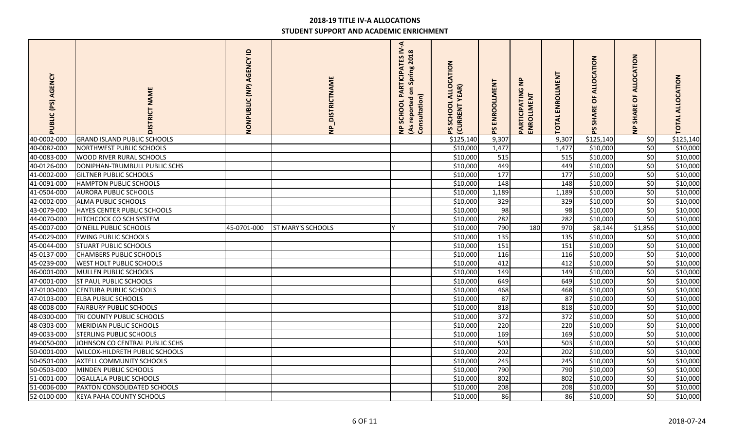## 2018-19 TITLE IV-A ALLOCATIONS
## STUDENT SUPPORT AND ACADEMIC ENRICHMENT

| PUBLIC (PS) AGENCY | DISTRICT NAME | NONPUBLIC (NP) AGENCY ID | NP_DISTRICTNAME | NP SCHOOL PARTICIPATES IV-A (As reported on Spring 2018 Consultation) | PS SCHOOL ALLOCATION (CURRENT YEAR) | PS ENROOLLMENT | PARTICIPATING NP ENROLLMENT | TOTAL ENROLLMENT | PS SHARE OF ALLOCATION | NP SHARE OF ALLOCATION | TOTAL ALLOCATION |
|---|---|---|---|---|---|---|---|---|---|---|---|
| 40-0002-000 | GRAND ISLAND PUBLIC SCHOOLS | | | | $125,140 | 9,307 | | 9,307 | $125,140 | $0 | $125,140 |
| 40-0082-000 | NORTHWEST PUBLIC SCHOOLS | | | | $10,000 | 1,477 | | 1,477 | $10,000 | $0 | $10,000 |
| 40-0083-000 | WOOD RIVER RURAL SCHOOLS | | | | $10,000 | 515 | | 515 | $10,000 | $0 | $10,000 |
| 40-0126-000 | DONIPHAN-TRUMBULL PUBLIC SCHS | | | | $10,000 | 449 | | 449 | $10,000 | $0 | $10,000 |
| 41-0002-000 | GILTNER PUBLIC SCHOOLS | | | | $10,000 | 177 | | 177 | $10,000 | $0 | $10,000 |
| 41-0091-000 | HAMPTON PUBLIC SCHOOLS | | | | $10,000 | 148 | | 148 | $10,000 | $0 | $10,000 |
| 41-0504-000 | AURORA PUBLIC SCHOOLS | | | | $10,000 | 1,189 | | 1,189 | $10,000 | $0 | $10,000 |
| 42-0002-000 | ALMA PUBLIC SCHOOLS | | | | $10,000 | 329 | | 329 | $10,000 | $0 | $10,000 |
| 43-0079-000 | HAYES CENTER PUBLIC SCHOOLS | | | | $10,000 | 98 | | 98 | $10,000 | $0 | $10,000 |
| 44-0070-000 | HITCHCOCK CO SCH SYSTEM | | | | $10,000 | 282 | | 282 | $10,000 | $0 | $10,000 |
| 45-0007-000 | O'NEILL PUBLIC SCHOOLS | 45-0701-000 | ST MARY'S SCHOOLS | Y | $10,000 | 790 | 180 | 970 | $8,144 | $1,856 | $10,000 |
| 45-0029-000 | EWING PUBLIC SCHOOLS | | | | $10,000 | 135 | | 135 | $10,000 | $0 | $10,000 |
| 45-0044-000 | STUART PUBLIC SCHOOLS | | | | $10,000 | 151 | | 151 | $10,000 | $0 | $10,000 |
| 45-0137-000 | CHAMBERS PUBLIC SCHOOLS | | | | $10,000 | 116 | | 116 | $10,000 | $0 | $10,000 |
| 45-0239-000 | WEST HOLT PUBLIC SCHOOLS | | | | $10,000 | 412 | | 412 | $10,000 | $0 | $10,000 |
| 46-0001-000 | MULLEN PUBLIC SCHOOLS | | | | $10,000 | 149 | | 149 | $10,000 | $0 | $10,000 |
| 47-0001-000 | ST PAUL PUBLIC SCHOOLS | | | | $10,000 | 649 | | 649 | $10,000 | $0 | $10,000 |
| 47-0100-000 | CENTURA PUBLIC SCHOOLS | | | | $10,000 | 468 | | 468 | $10,000 | $0 | $10,000 |
| 47-0103-000 | ELBA PUBLIC SCHOOLS | | | | $10,000 | 87 | | 87 | $10,000 | $0 | $10,000 |
| 48-0008-000 | FAIRBURY PUBLIC SCHOOLS | | | | $10,000 | 818 | | 818 | $10,000 | $0 | $10,000 |
| 48-0300-000 | TRI COUNTY PUBLIC SCHOOLS | | | | $10,000 | 372 | | 372 | $10,000 | $0 | $10,000 |
| 48-0303-000 | MERIDIAN PUBLIC SCHOOLS | | | | $10,000 | 220 | | 220 | $10,000 | $0 | $10,000 |
| 49-0033-000 | STERLING PUBLIC SCHOOLS | | | | $10,000 | 169 | | 169 | $10,000 | $0 | $10,000 |
| 49-0050-000 | JOHNSON CO CENTRAL PUBLIC SCHS | | | | $10,000 | 503 | | 503 | $10,000 | $0 | $10,000 |
| 50-0001-000 | WILCOX-HILDRETH PUBLIC SCHOOLS | | | | $10,000 | 202 | | 202 | $10,000 | $0 | $10,000 |
| 50-0501-000 | AXTELL COMMUNITY SCHOOLS | | | | $10,000 | 245 | | 245 | $10,000 | $0 | $10,000 |
| 50-0503-000 | MINDEN PUBLIC SCHOOLS | | | | $10,000 | 790 | | 790 | $10,000 | $0 | $10,000 |
| 51-0001-000 | OGALLALA PUBLIC SCHOOLS | | | | $10,000 | 802 | | 802 | $10,000 | $0 | $10,000 |
| 51-0006-000 | PAXTON CONSOLIDATED SCHOOLS | | | | $10,000 | 208 | | 208 | $10,000 | $0 | $10,000 |
| 52-0100-000 | KEYA PAHA COUNTY SCHOOLS | | | | $10,000 | 86 | | 86 | $10,000 | $0 | $10,000 |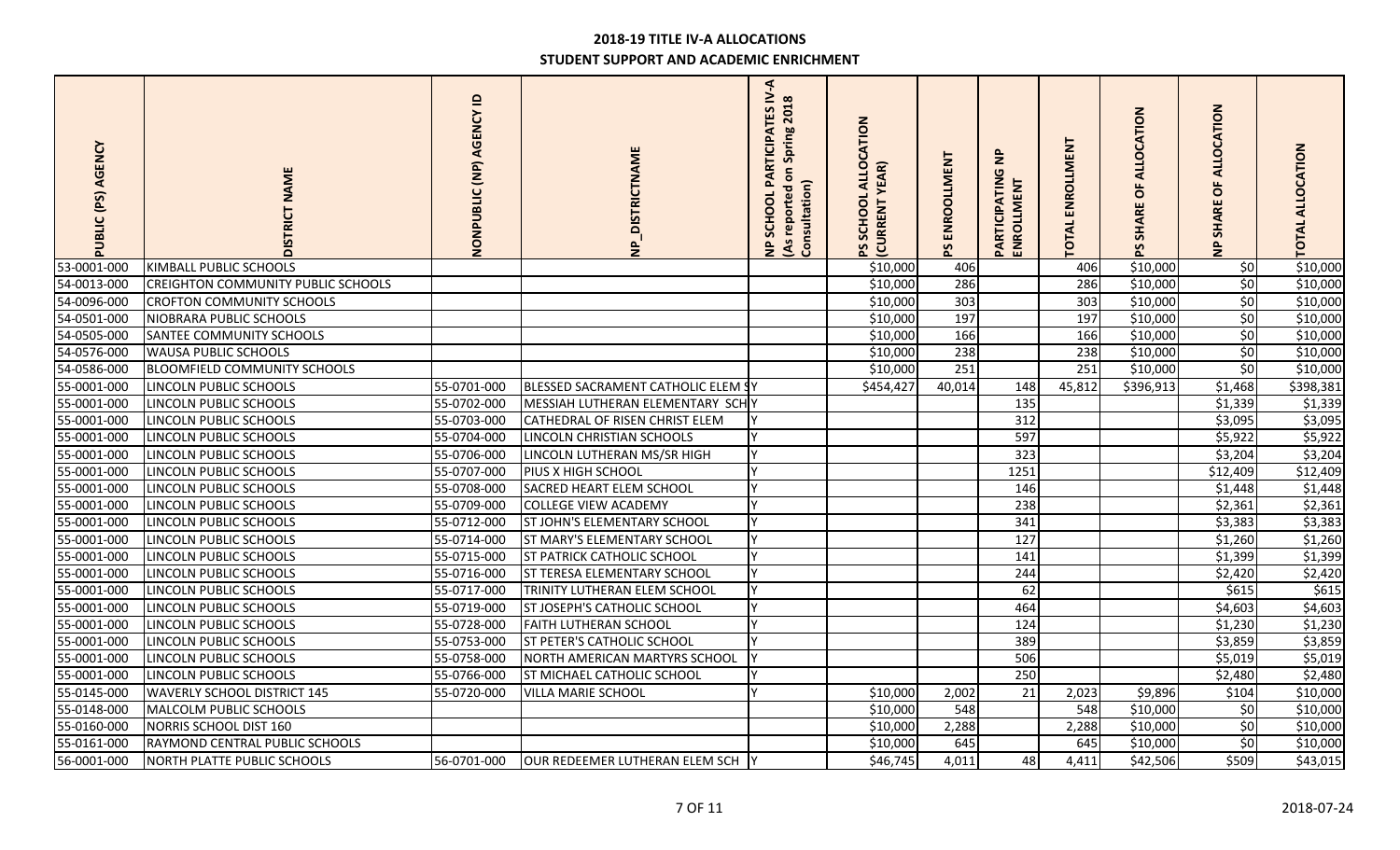## 2018-19 TITLE IV-A ALLOCATIONS

### STUDENT SUPPORT AND ACADEMIC ENRICHMENT

| PUBLIC (PS) AGENCY | DISTRICT NAME | NONPUBLIC (NP) AGENCY ID | NP_DISTRICTNAME | NP SCHOOL PARTICIPATES IV-A (As reported on Spring 2018 Consultation) | PS SCHOOL ALLOCATION (CURRENT YEAR) | PS ENROOLLMENT | PARTICIPATING NP ENROLLMENT | TOTAL ENROLLMENT | PS SHARE OF ALLOCATION | NP SHARE OF ALLOCATION | TOTAL ALLOCATION |
|---|---|---|---|---|---|---|---|---|---|---|---|
| 53-0001-000 | KIMBALL PUBLIC SCHOOLS | | | | $10,000 | 406 | | 406 | $10,000 | $0 | $10,000 |
| 54-0013-000 | CREIGHTON COMMUNITY PUBLIC SCHOOLS | | | | $10,000 | 286 | | 286 | $10,000 | $0 | $10,000 |
| 54-0096-000 | CROFTON COMMUNITY SCHOOLS | | | | $10,000 | 303 | | 303 | $10,000 | $0 | $10,000 |
| 54-0501-000 | NIOBRARA PUBLIC SCHOOLS | | | | $10,000 | 197 | | 197 | $10,000 | $0 | $10,000 |
| 54-0505-000 | SANTEE COMMUNITY SCHOOLS | | | | $10,000 | 166 | | 166 | $10,000 | $0 | $10,000 |
| 54-0576-000 | WAUSA PUBLIC SCHOOLS | | | | $10,000 | 238 | | 238 | $10,000 | $0 | $10,000 |
| 54-0586-000 | BLOOMFIELD COMMUNITY SCHOOLS | | | | $10,000 | 251 | | 251 | $10,000 | $0 | $10,000 |
| 55-0001-000 | LINCOLN PUBLIC SCHOOLS | 55-0701-000 | BLESSED SACRAMENT CATHOLIC ELEM S | Y | $454,427 | 40,014 | 148 | 45,812 | $396,913 | $1,468 | $398,381 |
| 55-0001-000 | LINCOLN PUBLIC SCHOOLS | 55-0702-000 | MESSIAH LUTHERAN ELEMENTARY SCH | Y | | | 135 | | | $1,339 | $1,339 |
| 55-0001-000 | LINCOLN PUBLIC SCHOOLS | 55-0703-000 | CATHEDRAL OF RISEN CHRIST ELEM | Y | | | 312 | | | $3,095 | $3,095 |
| 55-0001-000 | LINCOLN PUBLIC SCHOOLS | 55-0704-000 | LINCOLN CHRISTIAN SCHOOLS | Y | | | 597 | | | $5,922 | $5,922 |
| 55-0001-000 | LINCOLN PUBLIC SCHOOLS | 55-0706-000 | LINCOLN LUTHERAN MS/SR HIGH | Y | | | 323 | | | $3,204 | $3,204 |
| 55-0001-000 | LINCOLN PUBLIC SCHOOLS | 55-0707-000 | PIUS X HIGH SCHOOL | Y | | | 1251 | | | $12,409 | $12,409 |
| 55-0001-000 | LINCOLN PUBLIC SCHOOLS | 55-0708-000 | SACRED HEART ELEM SCHOOL | Y | | | 146 | | | $1,448 | $1,448 |
| 55-0001-000 | LINCOLN PUBLIC SCHOOLS | 55-0709-000 | COLLEGE VIEW ACADEMY | Y | | | 238 | | | $2,361 | $2,361 |
| 55-0001-000 | LINCOLN PUBLIC SCHOOLS | 55-0712-000 | ST JOHN'S ELEMENTARY SCHOOL | Y | | | 341 | | | $3,383 | $3,383 |
| 55-0001-000 | LINCOLN PUBLIC SCHOOLS | 55-0714-000 | ST MARY'S ELEMENTARY SCHOOL | Y | | | 127 | | | $1,260 | $1,260 |
| 55-0001-000 | LINCOLN PUBLIC SCHOOLS | 55-0715-000 | ST PATRICK CATHOLIC SCHOOL | Y | | | 141 | | | $1,399 | $1,399 |
| 55-0001-000 | LINCOLN PUBLIC SCHOOLS | 55-0716-000 | ST TERESA ELEMENTARY SCHOOL | Y | | | 244 | | | $2,420 | $2,420 |
| 55-0001-000 | LINCOLN PUBLIC SCHOOLS | 55-0717-000 | TRINITY LUTHERAN ELEM SCHOOL | Y | | | 62 | | | $615 | $615 |
| 55-0001-000 | LINCOLN PUBLIC SCHOOLS | 55-0719-000 | ST JOSEPH'S CATHOLIC SCHOOL | Y | | | 464 | | | $4,603 | $4,603 |
| 55-0001-000 | LINCOLN PUBLIC SCHOOLS | 55-0728-000 | FAITH LUTHERAN SCHOOL | Y | | | 124 | | | $1,230 | $1,230 |
| 55-0001-000 | LINCOLN PUBLIC SCHOOLS | 55-0753-000 | ST PETER'S CATHOLIC SCHOOL | Y | | | 389 | | | $3,859 | $3,859 |
| 55-0001-000 | LINCOLN PUBLIC SCHOOLS | 55-0758-000 | NORTH AMERICAN MARTYRS SCHOOL | Y | | | 506 | | | $5,019 | $5,019 |
| 55-0001-000 | LINCOLN PUBLIC SCHOOLS | 55-0766-000 | ST MICHAEL CATHOLIC SCHOOL | Y | | | 250 | | | $2,480 | $2,480 |
| 55-0145-000 | WAVERLY SCHOOL DISTRICT 145 | 55-0720-000 | VILLA MARIE SCHOOL | Y | $10,000 | 2,002 | 21 | 2,023 | $9,896 | $104 | $10,000 |
| 55-0148-000 | MALCOLM PUBLIC SCHOOLS | | | | $10,000 | 548 | | 548 | $10,000 | $0 | $10,000 |
| 55-0160-000 | NORRIS SCHOOL DIST 160 | | | | $10,000 | 2,288 | | 2,288 | $10,000 | $0 | $10,000 |
| 55-0161-000 | RAYMOND CENTRAL PUBLIC SCHOOLS | | | | $10,000 | 645 | | 645 | $10,000 | $0 | $10,000 |
| 56-0001-000 | NORTH PLATTE PUBLIC SCHOOLS | 56-0701-000 | OUR REDEEMER LUTHERAN ELEM SCH | Y | $46,745 | 4,011 | 48 | 4,411 | $42,506 | $509 | $43,015 |

2018-07-24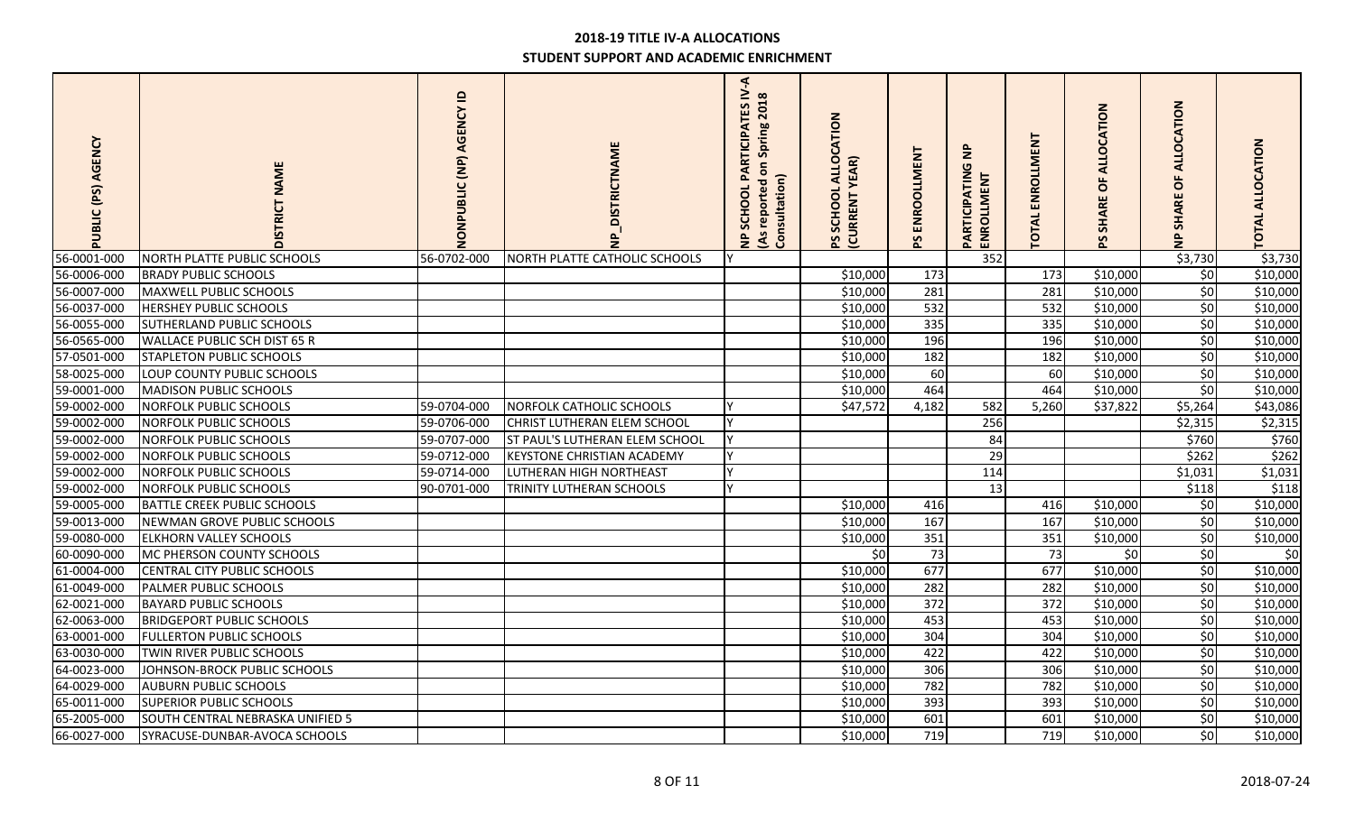# 2018-19 TITLE IV-A ALLOCATIONS

## STUDENT SUPPORT AND ACADEMIC ENRICHMENT

| PUBLIC (PS) AGENCY | DISTRICT NAME | NONPUBLIC (NP) AGENCY ID | NP_DISTRICTNAME | NP SCHOOL PARTICIPATES IV-A (As reported on Spring 2018 Consultation) | PS SCHOOL ALLOCATION (CURRENT YEAR) | PS ENROOLLMENT | PARTICIPATING NP ENROLLMENT | TOTAL ENROLLMENT | PS SHARE OF ALLOCATION | NP SHARE OF ALLOCATION | TOTAL ALLOCATION |
|---|---|---|---|---|---|---|---|---|---|---|---|
| 56-0001-000 | NORTH PLATTE PUBLIC SCHOOLS | 56-0702-000 | NORTH PLATTE CATHOLIC SCHOOLS | Y | | | 352 | | | $3,730 | $3,730 |
| 56-0006-000 | BRADY PUBLIC SCHOOLS | | | | $10,000 | 173 | | 173 | $10,000 | $0 | $10,000 |
| 56-0007-000 | MAXWELL PUBLIC SCHOOLS | | | | $10,000 | 281 | | 281 | $10,000 | $0 | $10,000 |
| 56-0037-000 | HERSHEY PUBLIC SCHOOLS | | | | $10,000 | 532 | | 532 | $10,000 | $0 | $10,000 |
| 56-0055-000 | SUTHERLAND PUBLIC SCHOOLS | | | | $10,000 | 335 | | 335 | $10,000 | $0 | $10,000 |
| 56-0565-000 | WALLACE PUBLIC SCH DIST 65 R | | | | $10,000 | 196 | | 196 | $10,000 | $0 | $10,000 |
| 57-0501-000 | STAPLETON PUBLIC SCHOOLS | | | | $10,000 | 182 | | 182 | $10,000 | $0 | $10,000 |
| 58-0025-000 | LOUP COUNTY PUBLIC SCHOOLS | | | | $10,000 | 60 | | 60 | $10,000 | $0 | $10,000 |
| 59-0001-000 | MADISON PUBLIC SCHOOLS | | | | $10,000 | 464 | | 464 | $10,000 | $0 | $10,000 |
| 59-0002-000 | NORFOLK PUBLIC SCHOOLS | 59-0704-000 | NORFOLK CATHOLIC SCHOOLS | Y | $47,572 | 4,182 | 582 | 5,260 | $37,822 | $5,264 | $43,086 |
| 59-0002-000 | NORFOLK PUBLIC SCHOOLS | 59-0706-000 | CHRIST LUTHERAN ELEM SCHOOL | Y | | | 256 | | | $2,315 | $2,315 |
| 59-0002-000 | NORFOLK PUBLIC SCHOOLS | 59-0707-000 | ST PAUL'S LUTHERAN ELEM SCHOOL | Y | | | 84 | | | $760 | $760 |
| 59-0002-000 | NORFOLK PUBLIC SCHOOLS | 59-0712-000 | KEYSTONE CHRISTIAN ACADEMY | Y | | | 29 | | | $262 | $262 |
| 59-0002-000 | NORFOLK PUBLIC SCHOOLS | 59-0714-000 | LUTHERAN HIGH NORTHEAST | Y | | | 114 | | | $1,031 | $1,031 |
| 59-0002-000 | NORFOLK PUBLIC SCHOOLS | 90-0701-000 | TRINITY LUTHERAN SCHOOLS | Y | | | 13 | | | $118 | $118 |
| 59-0005-000 | BATTLE CREEK PUBLIC SCHOOLS | | | | $10,000 | 416 | | 416 | $10,000 | $0 | $10,000 |
| 59-0013-000 | NEWMAN GROVE PUBLIC SCHOOLS | | | | $10,000 | 167 | | 167 | $10,000 | $0 | $10,000 |
| 59-0080-000 | ELKHORN VALLEY SCHOOLS | | | | $10,000 | 351 | | 351 | $10,000 | $0 | $10,000 |
| 60-0090-000 | MC PHERSON COUNTY SCHOOLS | | | | $0 | 73 | | 73 | $0 | $0 | $0 |
| 61-0004-000 | CENTRAL CITY PUBLIC SCHOOLS | | | | $10,000 | 677 | | 677 | $10,000 | $0 | $10,000 |
| 61-0049-000 | PALMER PUBLIC SCHOOLS | | | | $10,000 | 282 | | 282 | $10,000 | $0 | $10,000 |
| 62-0021-000 | BAYARD PUBLIC SCHOOLS | | | | $10,000 | 372 | | 372 | $10,000 | $0 | $10,000 |
| 62-0063-000 | BRIDGEPORT PUBLIC SCHOOLS | | | | $10,000 | 453 | | 453 | $10,000 | $0 | $10,000 |
| 63-0001-000 | FULLERTON PUBLIC SCHOOLS | | | | $10,000 | 304 | | 304 | $10,000 | $0 | $10,000 |
| 63-0030-000 | TWIN RIVER PUBLIC SCHOOLS | | | | $10,000 | 422 | | 422 | $10,000 | $0 | $10,000 |
| 64-0023-000 | JOHNSON-BROCK PUBLIC SCHOOLS | | | | $10,000 | 306 | | 306 | $10,000 | $0 | $10,000 |
| 64-0029-000 | AUBURN PUBLIC SCHOOLS | | | | $10,000 | 782 | | 782 | $10,000 | $0 | $10,000 |
| 65-0011-000 | SUPERIOR PUBLIC SCHOOLS | | | | $10,000 | 393 | | 393 | $10,000 | $0 | $10,000 |
| 65-2005-000 | SOUTH CENTRAL NEBRASKA UNIFIED 5 | | | | $10,000 | 601 | | 601 | $10,000 | $0 | $10,000 |
| 66-0027-000 | SYRACUSE-DUNBAR-AVOCA SCHOOLS | | | | $10,000 | 719 | | 719 | $10,000 | $0 | $10,000 |

2018-07-24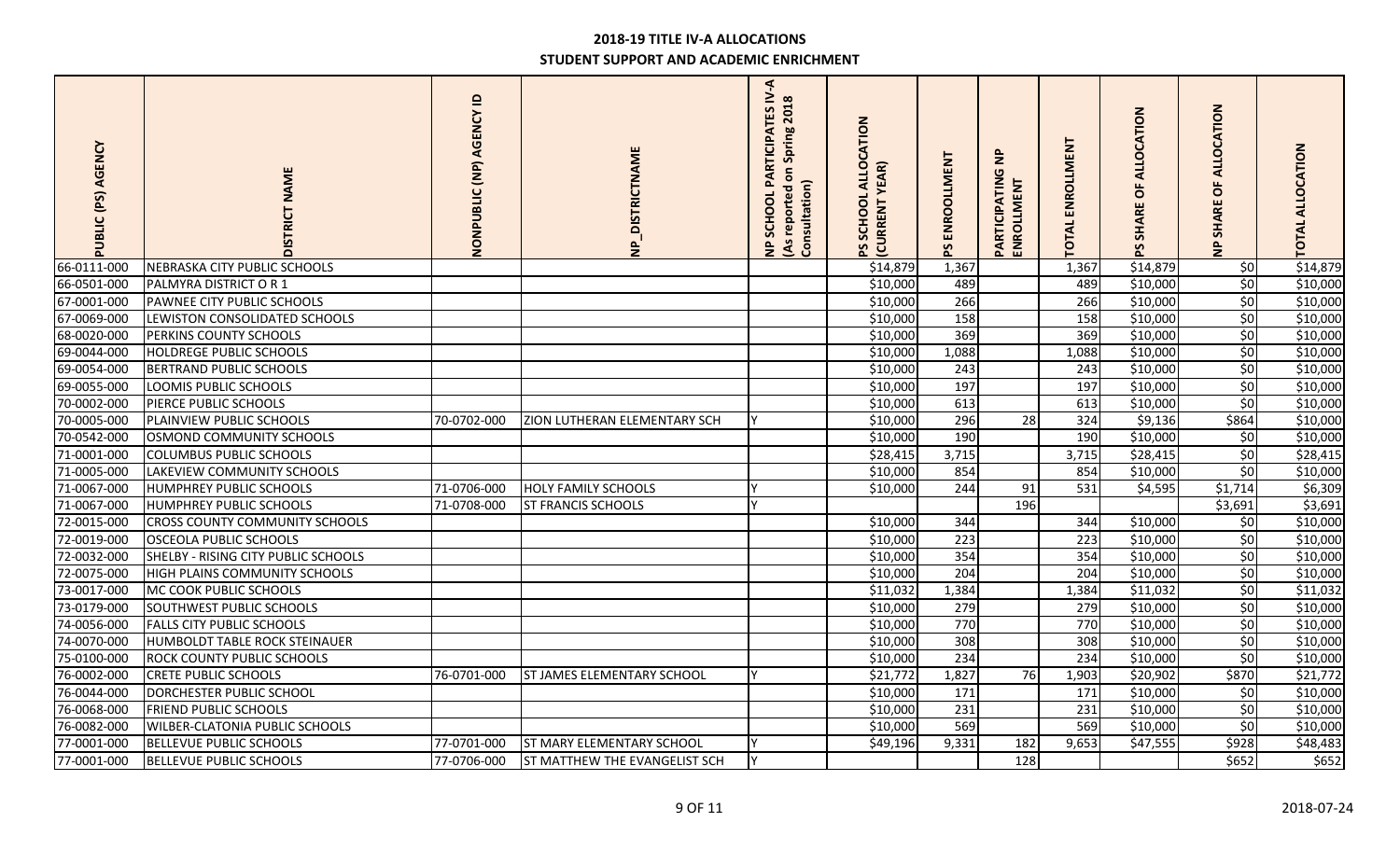# 2018-19 TITLE IV-A ALLOCATIONS

## STUDENT SUPPORT AND ACADEMIC ENRICHMENT

| PUBLIC (PS) AGENCY | DISTRICT NAME | NONPUBLIC (NP) AGENCY ID | NP_DISTRICTNAME | NP SCHOOL PARTICIPATES IV-A (As reported on Spring 2018 Consultation) | PS SCHOOL ALLOCATION (CURRENT YEAR) | PS ENROOLLMENT | PARTICIPATING NP ENROLLMENT | TOTAL ENROLLMENT | PS SHARE OF ALLOCATION | NP SHARE OF ALLOCATION | TOTAL ALLOCATION |
|---|---|---|---|---|---|---|---|---|---|---|---|
| 66-0111-000 | NEBRASKA CITY PUBLIC SCHOOLS | | | | $14,879 | 1,367 | | 1,367 | $14,879 | $0 | $14,879 |
| 66-0501-000 | PALMYRA DISTRICT O R 1 | | | | $10,000 | 489 | | 489 | $10,000 | $0 | $10,000 |
| 67-0001-000 | PAWNEE CITY PUBLIC SCHOOLS | | | | $10,000 | 266 | | 266 | $10,000 | $0 | $10,000 |
| 67-0069-000 | LEWISTON CONSOLIDATED SCHOOLS | | | | $10,000 | 158 | | 158 | $10,000 | $0 | $10,000 |
| 68-0020-000 | PERKINS COUNTY SCHOOLS | | | | $10,000 | 369 | | 369 | $10,000 | $0 | $10,000 |
| 69-0044-000 | HOLDREGE PUBLIC SCHOOLS | | | | $10,000 | 1,088 | | 1,088 | $10,000 | $0 | $10,000 |
| 69-0054-000 | BERTRAND PUBLIC SCHOOLS | | | | $10,000 | 243 | | 243 | $10,000 | $0 | $10,000 |
| 69-0055-000 | LOOMIS PUBLIC SCHOOLS | | | | $10,000 | 197 | | 197 | $10,000 | $0 | $10,000 |
| 70-0002-000 | PIERCE PUBLIC SCHOOLS | | | | $10,000 | 613 | | 613 | $10,000 | $0 | $10,000 |
| 70-0005-000 | PLAINVIEW PUBLIC SCHOOLS | 70-0702-000 | ZION LUTHERAN ELEMENTARY SCH | Y | $10,000 | 296 | 28 | 324 | $9,136 | $864 | $10,000 |
| 70-0542-000 | OSMOND COMMUNITY SCHOOLS | | | | $10,000 | 190 | | 190 | $10,000 | $0 | $10,000 |
| 71-0001-000 | COLUMBUS PUBLIC SCHOOLS | | | | $28,415 | 3,715 | | 3,715 | $28,415 | $0 | $28,415 |
| 71-0005-000 | LAKEVIEW COMMUNITY SCHOOLS | | | | $10,000 | 854 | | 854 | $10,000 | $0 | $10,000 |
| 71-0067-000 | HUMPHREY PUBLIC SCHOOLS | 71-0706-000 | HOLY FAMILY SCHOOLS | Y | $10,000 | 244 | 91 | 531 | $4,595 | $1,714 | $6,309 |
| 71-0067-000 | HUMPHREY PUBLIC SCHOOLS | 71-0708-000 | ST FRANCIS SCHOOLS | Y | | | 196 | | | $3,691 | $3,691 |
| 72-0015-000 | CROSS COUNTY COMMUNITY SCHOOLS | | | | $10,000 | 344 | | 344 | $10,000 | $0 | $10,000 |
| 72-0019-000 | OSCEOLA PUBLIC SCHOOLS | | | | $10,000 | 223 | | 223 | $10,000 | $0 | $10,000 |
| 72-0032-000 | SHELBY - RISING CITY PUBLIC SCHOOLS | | | | $10,000 | 354 | | 354 | $10,000 | $0 | $10,000 |
| 72-0075-000 | HIGH PLAINS COMMUNITY SCHOOLS | | | | $10,000 | 204 | | 204 | $10,000 | $0 | $10,000 |
| 73-0017-000 | MC COOK PUBLIC SCHOOLS | | | | $11,032 | 1,384 | | 1,384 | $11,032 | $0 | $11,032 |
| 73-0179-000 | SOUTHWEST PUBLIC SCHOOLS | | | | $10,000 | 279 | | 279 | $10,000 | $0 | $10,000 |
| 74-0056-000 | FALLS CITY PUBLIC SCHOOLS | | | | $10,000 | 770 | | 770 | $10,000 | $0 | $10,000 |
| 74-0070-000 | HUMBOLDT TABLE ROCK STEINAUER | | | | $10,000 | 308 | | 308 | $10,000 | $0 | $10,000 |
| 75-0100-000 | ROCK COUNTY PUBLIC SCHOOLS | | | | $10,000 | 234 | | 234 | $10,000 | $0 | $10,000 |
| 76-0002-000 | CRETE PUBLIC SCHOOLS | 76-0701-000 | ST JAMES ELEMENTARY SCHOOL | Y | $21,772 | 1,827 | 76 | 1,903 | $20,902 | $870 | $21,772 |
| 76-0044-000 | DORCHESTER PUBLIC SCHOOL | | | | $10,000 | 171 | | 171 | $10,000 | $0 | $10,000 |
| 76-0068-000 | FRIEND PUBLIC SCHOOLS | | | | $10,000 | 231 | | 231 | $10,000 | $0 | $10,000 |
| 76-0082-000 | WILBER-CLATONIA PUBLIC SCHOOLS | | | | $10,000 | 569 | | 569 | $10,000 | $0 | $10,000 |
| 77-0001-000 | BELLEVUE PUBLIC SCHOOLS | 77-0701-000 | ST MARY ELEMENTARY SCHOOL | Y | $49,196 | 9,331 | 182 | 9,653 | $47,555 | $928 | $48,483 |
| 77-0001-000 | BELLEVUE PUBLIC SCHOOLS | 77-0706-000 | ST MATTHEW THE EVANGELIST SCH | Y | | | 128 | | | $652 | $652 |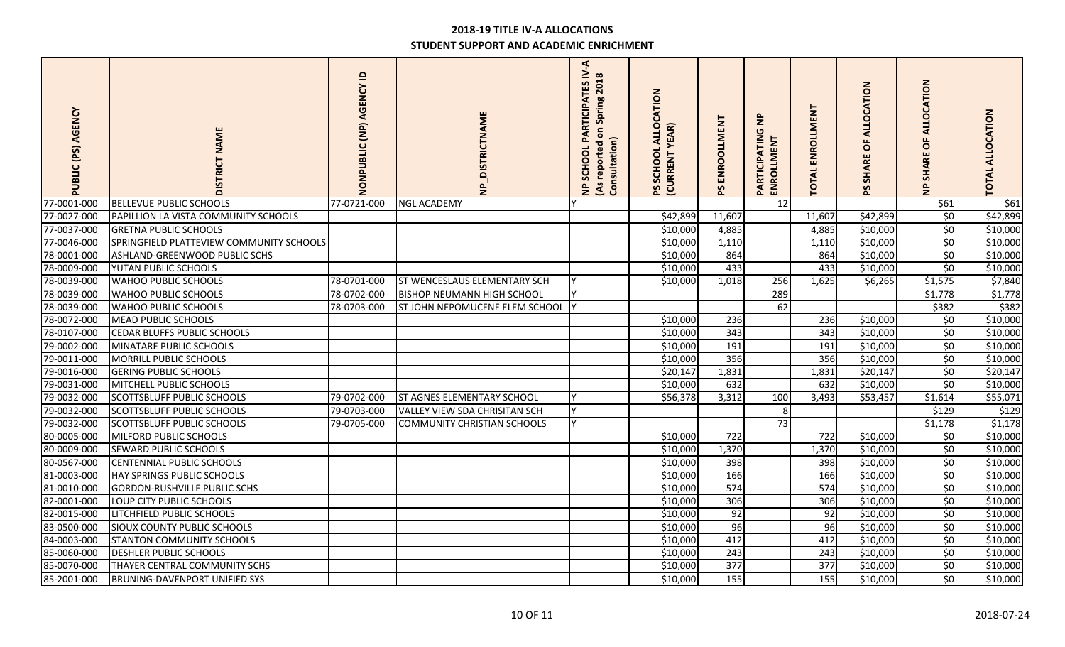# 2018-19 TITLE IV-A ALLOCATIONS

## STUDENT SUPPORT AND ACADEMIC ENRICHMENT

| PUBLIC (PS) AGENCY | DISTRICT NAME | NONPUBLIC (NP) AGENCY ID | NP_DISTRICTNAME | NP SCHOOL PARTICIPATES IV-A (As reported on Spring 2018 Consultation) | PS SCHOOL ALLOCATION (CURRENT YEAR) | PS ENROOLLMENT | PARTICIPATING NP ENROLLMENT | TOTAL ENROLLMENT | PS SHARE OF ALLOCATION | NP SHARE OF ALLOCATION | TOTAL ALLOCATION |
|---|---|---|---|---|---|---|---|---|---|---|---|
| 77-0001-000 | BELLEVUE PUBLIC SCHOOLS | 77-0721-000 | NGL ACADEMY | Y | | | 12 | | | $61 | $61 |
| 77-0027-000 | PAPILLION LA VISTA COMMUNITY SCHOOLS | | | | $42,899 | 11,607 | | 11,607 | $42,899 | $0 | $42,899 |
| 77-0037-000 | GRETNA PUBLIC SCHOOLS | | | | $10,000 | 4,885 | | 4,885 | $10,000 | $0 | $10,000 |
| 77-0046-000 | SPRINGFIELD PLATTEVIEW COMMUNITY SCHOOLS | | | | $10,000 | 1,110 | | 1,110 | $10,000 | $0 | $10,000 |
| 78-0001-000 | ASHLAND-GREENWOOD PUBLIC SCHS | | | | $10,000 | 864 | | 864 | $10,000 | $0 | $10,000 |
| 78-0009-000 | YUTAN PUBLIC SCHOOLS | | | | $10,000 | 433 | | 433 | $10,000 | $0 | $10,000 |
| 78-0039-000 | WAHOO PUBLIC SCHOOLS | 78-0701-000 | ST WENCESLAUS ELEMENTARY SCH | Y | $10,000 | 1,018 | 256 | 1,625 | $6,265 | $1,575 | $7,840 |
| 78-0039-000 | WAHOO PUBLIC SCHOOLS | 78-0702-000 | BISHOP NEUMANN HIGH SCHOOL | Y | | | 289 | | | $1,778 | $1,778 |
| 78-0039-000 | WAHOO PUBLIC SCHOOLS | 78-0703-000 | ST JOHN NEPOMUCENE ELEM SCHOOL | Y | | | 62 | | | $382 | $382 |
| 78-0072-000 | MEAD PUBLIC SCHOOLS | | | | $10,000 | 236 | | 236 | $10,000 | $0 | $10,000 |
| 78-0107-000 | CEDAR BLUFFS PUBLIC SCHOOLS | | | | $10,000 | 343 | | 343 | $10,000 | $0 | $10,000 |
| 79-0002-000 | MINATARE PUBLIC SCHOOLS | | | | $10,000 | 191 | | 191 | $10,000 | $0 | $10,000 |
| 79-0011-000 | MORRILL PUBLIC SCHOOLS | | | | $10,000 | 356 | | 356 | $10,000 | $0 | $10,000 |
| 79-0016-000 | GERING PUBLIC SCHOOLS | | | | $20,147 | 1,831 | | 1,831 | $20,147 | $0 | $20,147 |
| 79-0031-000 | MITCHELL PUBLIC SCHOOLS | | | | $10,000 | 632 | | 632 | $10,000 | $0 | $10,000 |
| 79-0032-000 | SCOTTSBLUFF PUBLIC SCHOOLS | 79-0702-000 | ST AGNES ELEMENTARY SCHOOL | Y | $56,378 | 3,312 | 100 | 3,493 | $53,457 | $1,614 | $55,071 |
| 79-0032-000 | SCOTTSBLUFF PUBLIC SCHOOLS | 79-0703-000 | VALLEY VIEW SDA CHRISITAN SCH | Y | | | 8 | | | $129 | $129 |
| 79-0032-000 | SCOTTSBLUFF PUBLIC SCHOOLS | 79-0705-000 | COMMUNITY CHRISTIAN SCHOOLS | Y | | | 73 | | | $1,178 | $1,178 |
| 80-0005-000 | MILFORD PUBLIC SCHOOLS | | | | $10,000 | 722 | | 722 | $10,000 | $0 | $10,000 |
| 80-0009-000 | SEWARD PUBLIC SCHOOLS | | | | $10,000 | 1,370 | | 1,370 | $10,000 | $0 | $10,000 |
| 80-0567-000 | CENTENNIAL PUBLIC SCHOOLS | | | | $10,000 | 398 | | 398 | $10,000 | $0 | $10,000 |
| 81-0003-000 | HAY SPRINGS PUBLIC SCHOOLS | | | | $10,000 | 166 | | 166 | $10,000 | $0 | $10,000 |
| 81-0010-000 | GORDON-RUSHVILLE PUBLIC SCHS | | | | $10,000 | 574 | | 574 | $10,000 | $0 | $10,000 |
| 82-0001-000 | LOUP CITY PUBLIC SCHOOLS | | | | $10,000 | 306 | | 306 | $10,000 | $0 | $10,000 |
| 82-0015-000 | LITCHFIELD PUBLIC SCHOOLS | | | | $10,000 | 92 | | 92 | $10,000 | $0 | $10,000 |
| 83-0500-000 | SIOUX COUNTY PUBLIC SCHOOLS | | | | $10,000 | 96 | | 96 | $10,000 | $0 | $10,000 |
| 84-0003-000 | STANTON COMMUNITY SCHOOLS | | | | $10,000 | 412 | | 412 | $10,000 | $0 | $10,000 |
| 85-0060-000 | DESHLER PUBLIC SCHOOLS | | | | $10,000 | 243 | | 243 | $10,000 | $0 | $10,000 |
| 85-0070-000 | THAYER CENTRAL COMMUNITY SCHS | | | | $10,000 | 377 | | 377 | $10,000 | $0 | $10,000 |
| 85-2001-000 | BRUNING-DAVENPORT UNIFIED SYS | | | | $10,000 | 155 | | 155 | $10,000 | $0 | $10,000 |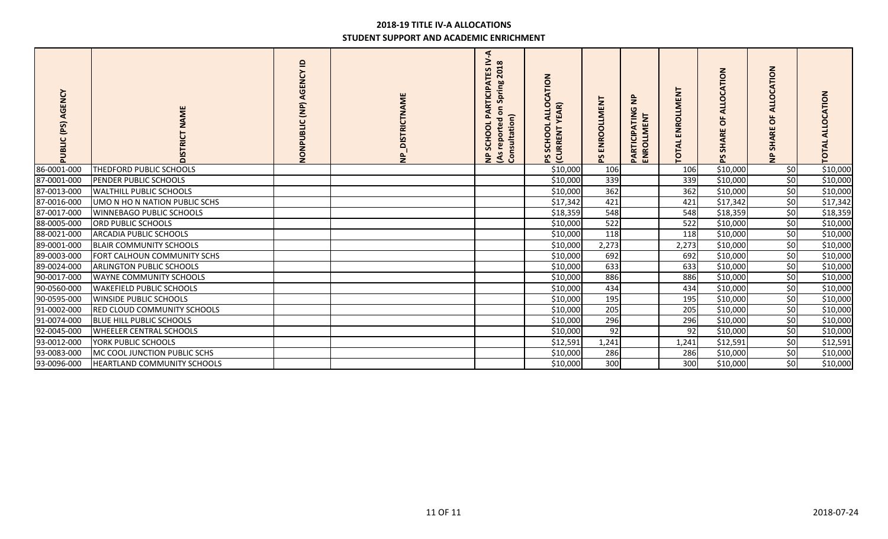# 2018-19 TITLE IV-A ALLOCATIONS

## STUDENT SUPPORT AND ACADEMIC ENRICHMENT

| PUBLIC (PS) AGENCY | DISTRICT NAME | NONPUBLIC (NP) AGENCY ID | NP_DISTRICTNAME | NP SCHOOL PARTICIPATES IV-A (As reported on Spring 2018 Consultation) | PS SCHOOL ALLOCATION (CURRENT YEAR) | PS ENROOLLMENT | PARTICIPATING NP ENROLLMENT | TOTAL ENROLLMENT | PS SHARE OF ALLOCATION | NP SHARE OF ALLOCATION | TOTAL ALLOCATION |
|---|---|---|---|---|---|---|---|---|---|---|---|
| 86-0001-000 | THEDFORD PUBLIC SCHOOLS | | | | $10,000 | 106 | | 106 | $10,000 | $0 | $10,000 |
| 87-0001-000 | PENDER PUBLIC SCHOOLS | | | | $10,000 | 339 | | 339 | $10,000 | $0 | $10,000 |
| 87-0013-000 | WALTHILL PUBLIC SCHOOLS | | | | $10,000 | 362 | | 362 | $10,000 | $0 | $10,000 |
| 87-0016-000 | UMO N HO N NATION PUBLIC SCHS | | | | $17,342 | 421 | | 421 | $17,342 | $0 | $17,342 |
| 87-0017-000 | WINNEBAGO PUBLIC SCHOOLS | | | | $18,359 | 548 | | 548 | $18,359 | $0 | $18,359 |
| 88-0005-000 | ORD PUBLIC SCHOOLS | | | | $10,000 | 522 | | 522 | $10,000 | $0 | $10,000 |
| 88-0021-000 | ARCADIA PUBLIC SCHOOLS | | | | $10,000 | 118 | | 118 | $10,000 | $0 | $10,000 |
| 89-0001-000 | BLAIR COMMUNITY SCHOOLS | | | | $10,000 | 2,273 | | 2,273 | $10,000 | $0 | $10,000 |
| 89-0003-000 | FORT CALHOUN COMMUNITY SCHS | | | | $10,000 | 692 | | 692 | $10,000 | $0 | $10,000 |
| 89-0024-000 | ARLINGTON PUBLIC SCHOOLS | | | | $10,000 | 633 | | 633 | $10,000 | $0 | $10,000 |
| 90-0017-000 | WAYNE COMMUNITY SCHOOLS | | | | $10,000 | 886 | | 886 | $10,000 | $0 | $10,000 |
| 90-0560-000 | WAKEFIELD PUBLIC SCHOOLS | | | | $10,000 | 434 | | 434 | $10,000 | $0 | $10,000 |
| 90-0595-000 | WINSIDE PUBLIC SCHOOLS | | | | $10,000 | 195 | | 195 | $10,000 | $0 | $10,000 |
| 91-0002-000 | RED CLOUD COMMUNITY SCHOOLS | | | | $10,000 | 205 | | 205 | $10,000 | $0 | $10,000 |
| 91-0074-000 | BLUE HILL PUBLIC SCHOOLS | | | | $10,000 | 296 | | 296 | $10,000 | $0 | $10,000 |
| 92-0045-000 | WHEELER CENTRAL SCHOOLS | | | | $10,000 | 92 | | 92 | $10,000 | $0 | $10,000 |
| 93-0012-000 | YORK PUBLIC SCHOOLS | | | | $12,591 | 1,241 | | 1,241 | $12,591 | $0 | $12,591 |
| 93-0083-000 | MC COOL JUNCTION PUBLIC SCHS | | | | $10,000 | 286 | | 286 | $10,000 | $0 | $10,000 |
| 93-0096-000 | HEARTLAND COMMUNITY SCHOOLS | | | | $10,000 | 300 | | 300 | $10,000 | $0 | $10,000 |

2018-07-24